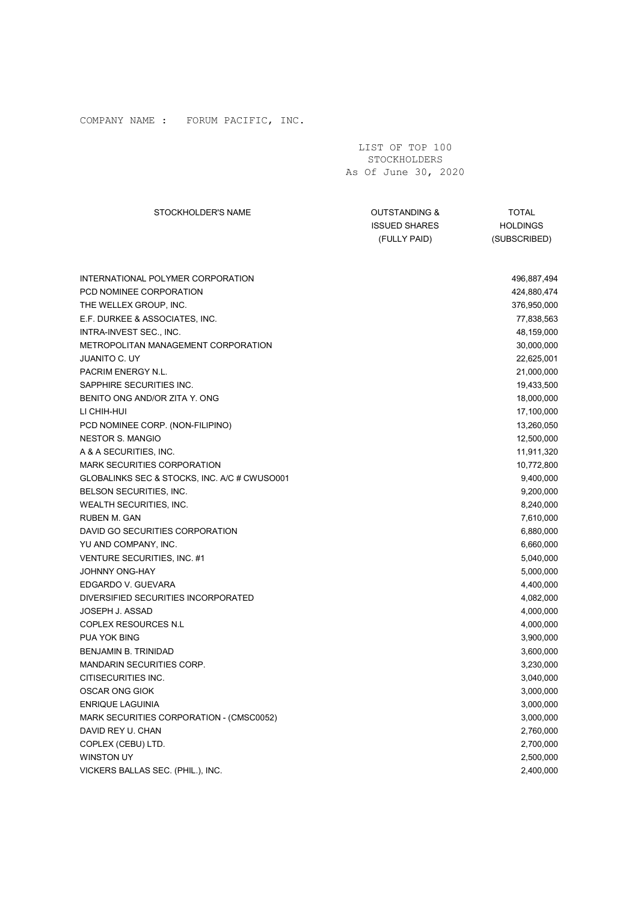COMPANY NAME : FORUM PACIFIC, INC.

LIST OF TOP 100
STOCKHOLDERS
As Of June 30, 2020

| STOCKHOLDER'S NAME | OUTSTANDING & ISSUED SHARES (FULLY PAID) | TOTAL HOLDINGS (SUBSCRIBED) |
|---|---|---|
| INTERNATIONAL POLYMER CORPORATION | | 496,887,494 |
| PCD NOMINEE CORPORATION | | 424,880,474 |
| THE WELLEX GROUP, INC. | | 376,950,000 |
| E.F. DURKEE & ASSOCIATES, INC. | | 77,838,563 |
| INTRA-INVEST SEC., INC. | | 48,159,000 |
| METROPOLITAN MANAGEMENT CORPORATION | | 30,000,000 |
| JUANITO C. UY | | 22,625,001 |
| PACRIM ENERGY N.L. | | 21,000,000 |
| SAPPHIRE SECURITIES INC. | | 19,433,500 |
| BENITO ONG AND/OR ZITA Y. ONG | | 18,000,000 |
| LI CHIH-HUI | | 17,100,000 |
| PCD NOMINEE CORP. (NON-FILIPINO) | | 13,260,050 |
| NESTOR S. MANGIO | | 12,500,000 |
| A & A SECURITIES, INC. | | 11,911,320 |
| MARK SECURITIES CORPORATION | | 10,772,800 |
| GLOBALINKS SEC & STOCKS, INC. A/C # CWUSO001 | | 9,400,000 |
| BELSON SECURITIES, INC. | | 9,200,000 |
| WEALTH SECURITIES, INC. | | 8,240,000 |
| RUBEN M. GAN | | 7,610,000 |
| DAVID GO SECURITIES CORPORATION | | 6,880,000 |
| YU AND COMPANY, INC. | | 6,660,000 |
| VENTURE SECURITIES, INC. #1 | | 5,040,000 |
| JOHNNY ONG-HAY | | 5,000,000 |
| EDGARDO V. GUEVARA | | 4,400,000 |
| DIVERSIFIED SECURITIES INCORPORATED | | 4,082,000 |
| JOSEPH J. ASSAD | | 4,000,000 |
| COPLEX RESOURCES N.L | | 4,000,000 |
| PUA YOK BING | | 3,900,000 |
| BENJAMIN B. TRINIDAD | | 3,600,000 |
| MANDARIN SECURITIES CORP. | | 3,230,000 |
| CITISECURITIES INC. | | 3,040,000 |
| OSCAR ONG GIOK | | 3,000,000 |
| ENRIQUE LAGUINIA | | 3,000,000 |
| MARK SECURITIES CORPORATION - (CMSC0052) | | 3,000,000 |
| DAVID REY U. CHAN | | 2,760,000 |
| COPLEX (CEBU) LTD. | | 2,700,000 |
| WINSTON UY | | 2,500,000 |
| VICKERS BALLAS SEC. (PHIL.), INC. | | 2,400,000 |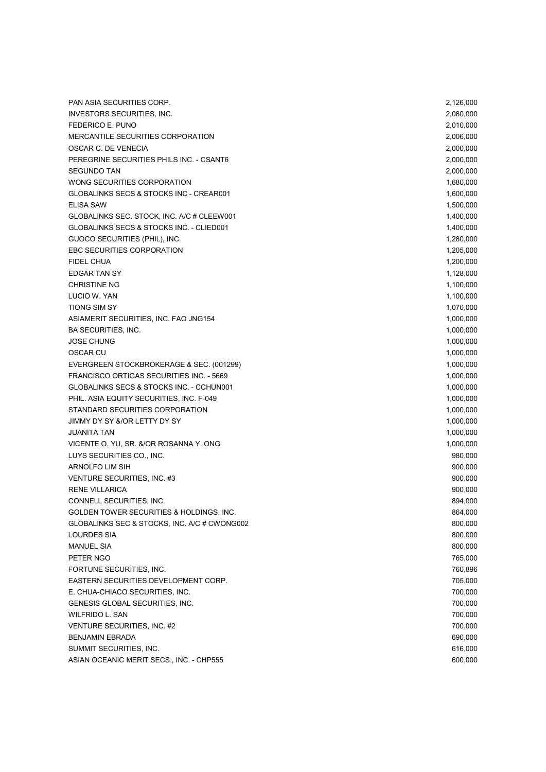| | |
|---|---|
| PAN ASIA SECURITIES CORP. | 2,126,000 |
| INVESTORS SECURITIES, INC. | 2,080,000 |
| FEDERICO E. PUNO | 2,010,000 |
| MERCANTILE SECURITIES CORPORATION | 2,006,000 |
| OSCAR C. DE VENECIA | 2,000,000 |
| PEREGRINE SECURITIES PHILS INC. - CSANT6 | 2,000,000 |
| SEGUNDO TAN | 2,000,000 |
| WONG SECURITIES CORPORATION | 1,680,000 |
| GLOBALINKS SECS & STOCKS INC - CREAR001 | 1,600,000 |
| ELISA SAW | 1,500,000 |
| GLOBALINKS SEC. STOCK, INC. A/C # CLEEW001 | 1,400,000 |
| GLOBALINKS SECS & STOCKS INC. - CLIED001 | 1,400,000 |
| GUOCO SECURITIES (PHIL), INC. | 1,280,000 |
| EBC SECURITIES CORPORATION | 1,205,000 |
| FIDEL CHUA | 1,200,000 |
| EDGAR TAN SY | 1,128,000 |
| CHRISTINE NG | 1,100,000 |
| LUCIO W. YAN | 1,100,000 |
| TIONG SIM SY | 1,070,000 |
| ASIAMERIT SECURITIES, INC. FAO JNG154 | 1,000,000 |
| BA SECURITIES, INC. | 1,000,000 |
| JOSE CHUNG | 1,000,000 |
| OSCAR CU | 1,000,000 |
| EVERGREEN STOCKBROKERAGE & SEC. (001299) | 1,000,000 |
| FRANCISCO ORTIGAS SECURITIES INC. - 5669 | 1,000,000 |
| GLOBALINKS SECS & STOCKS INC. - CCHUN001 | 1,000,000 |
| PHIL. ASIA EQUITY SECURITIES, INC. F-049 | 1,000,000 |
| STANDARD SECURITIES CORPORATION | 1,000,000 |
| JIMMY DY SY &/OR LETTY DY SY | 1,000,000 |
| JUANITA TAN | 1,000,000 |
| VICENTE O. YU, SR. &/OR ROSANNA Y. ONG | 1,000,000 |
| LUYS SECURITIES CO., INC. | 980,000 |
| ARNOLFO LIM SIH | 900,000 |
| VENTURE SECURITIES, INC. #3 | 900,000 |
| RENE VILLARICA | 900,000 |
| CONNELL SECURITIES, INC. | 894,000 |
| GOLDEN TOWER SECURITIES & HOLDINGS, INC. | 864,000 |
| GLOBALINKS SEC & STOCKS, INC. A/C # CWONG002 | 800,000 |
| LOURDES SIA | 800,000 |
| MANUEL SIA | 800,000 |
| PETER NGO | 765,000 |
| FORTUNE SECURITIES, INC. | 760,896 |
| EASTERN SECURITIES DEVELOPMENT CORP. | 705,000 |
| E. CHUA-CHIACO SECURITIES, INC. | 700,000 |
| GENESIS GLOBAL SECURITIES, INC. | 700,000 |
| WILFRIDO L. SAN | 700,000 |
| VENTURE SECURITIES, INC. #2 | 700,000 |
| BENJAMIN EBRADA | 690,000 |
| SUMMIT SECURITIES, INC. | 616,000 |
| ASIAN OCEANIC MERIT SECS., INC. - CHP555 | 600,000 |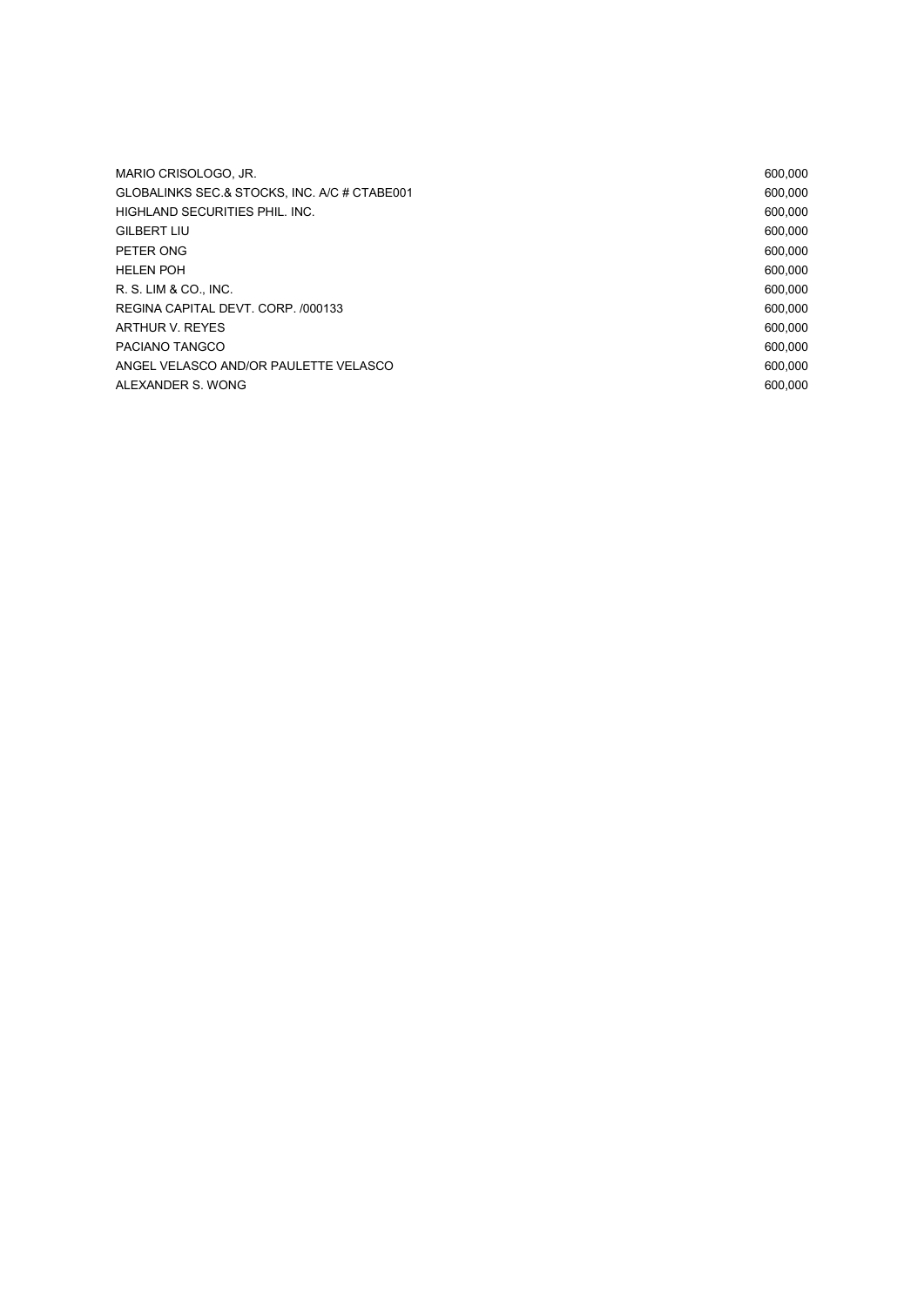| | |
|---|---|
| MARIO CRISOLOGO, JR. | 600,000 |
| GLOBALINKS SEC.& STOCKS, INC. A/C # CTABE001 | 600,000 |
| HIGHLAND SECURITIES PHIL. INC. | 600,000 |
| GILBERT LIU | 600,000 |
| PETER ONG | 600,000 |
| HELEN POH | 600,000 |
| R. S. LIM & CO., INC. | 600,000 |
| REGINA CAPITAL DEVT. CORP. /000133 | 600,000 |
| ARTHUR V. REYES | 600,000 |
| PACIANO TANGCO | 600,000 |
| ANGEL VELASCO AND/OR PAULETTE VELASCO | 600,000 |
| ALEXANDER S. WONG | 600,000 |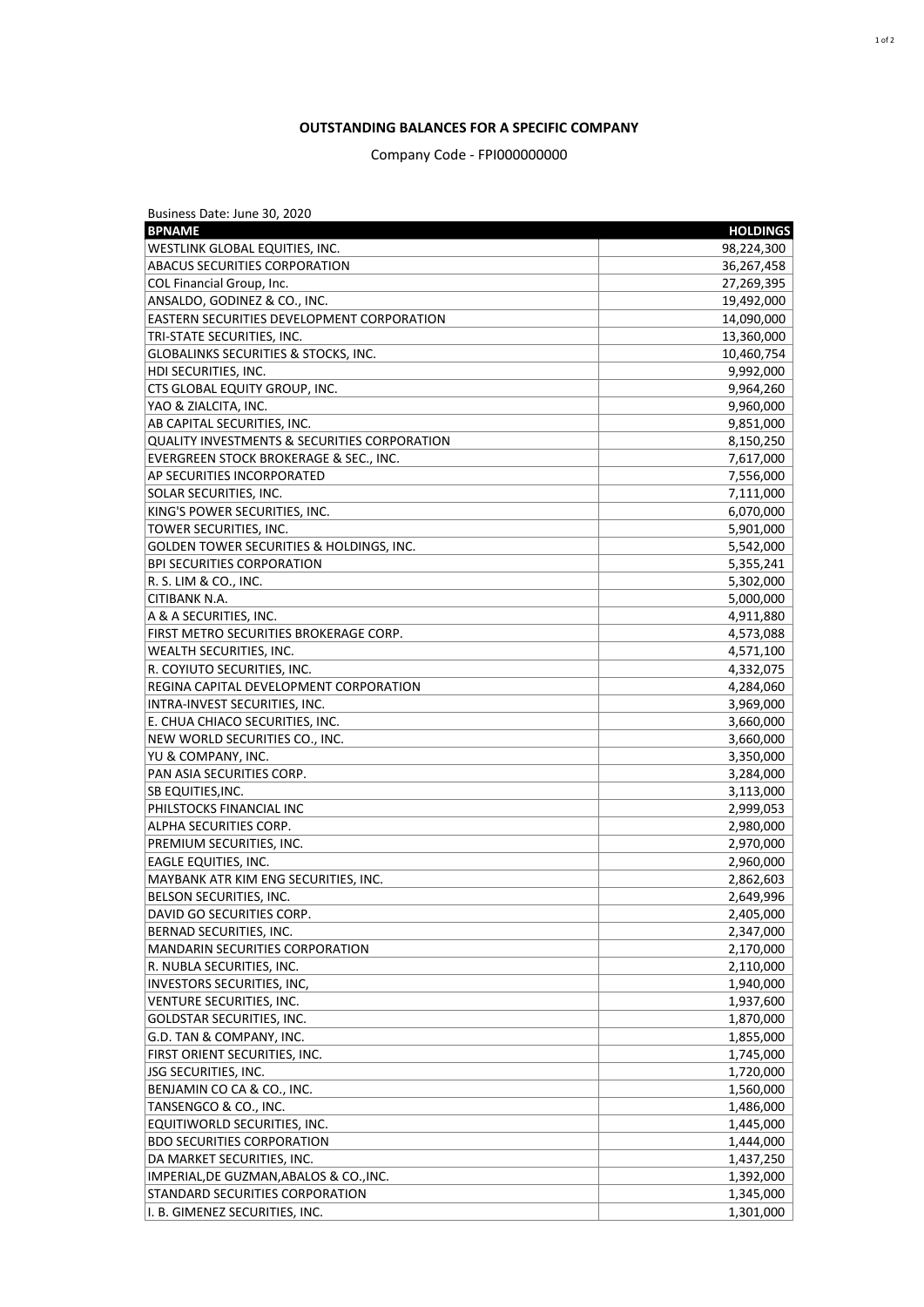**OUTSTANDING BALANCES FOR A SPECIFIC COMPANY**

Company Code - FPI000000000

Business Date: June 30, 2020

| BPNAME | HOLDINGS |
|---|---|
| WESTLINK GLOBAL EQUITIES, INC. | 98,224,300 |
| ABACUS SECURITIES CORPORATION | 36,267,458 |
| COL Financial Group, Inc. | 27,269,395 |
| ANSALDO, GODINEZ & CO., INC. | 19,492,000 |
| EASTERN SECURITIES DEVELOPMENT CORPORATION | 14,090,000 |
| TRI-STATE SECURITIES, INC. | 13,360,000 |
| GLOBALINKS SECURITIES & STOCKS, INC. | 10,460,754 |
| HDI SECURITIES, INC. | 9,992,000 |
| CTS GLOBAL EQUITY GROUP, INC. | 9,964,260 |
| YAO & ZIALCITA, INC. | 9,960,000 |
| AB CAPITAL SECURITIES, INC. | 9,851,000 |
| QUALITY INVESTMENTS & SECURITIES CORPORATION | 8,150,250 |
| EVERGREEN STOCK BROKERAGE & SEC., INC. | 7,617,000 |
| AP SECURITIES INCORPORATED | 7,556,000 |
| SOLAR SECURITIES, INC. | 7,111,000 |
| KING'S POWER SECURITIES, INC. | 6,070,000 |
| TOWER SECURITIES, INC. | 5,901,000 |
| GOLDEN TOWER SECURITIES & HOLDINGS, INC. | 5,542,000 |
| BPI SECURITIES CORPORATION | 5,355,241 |
| R. S. LIM & CO., INC. | 5,302,000 |
| CITIBANK N.A. | 5,000,000 |
| A & A SECURITIES, INC. | 4,911,880 |
| FIRST METRO SECURITIES BROKERAGE CORP. | 4,573,088 |
| WEALTH SECURITIES, INC. | 4,571,100 |
| R. COYIUTO SECURITIES, INC. | 4,332,075 |
| REGINA CAPITAL DEVELOPMENT CORPORATION | 4,284,060 |
| INTRA-INVEST SECURITIES, INC. | 3,969,000 |
| E. CHUA CHIACO SECURITIES, INC. | 3,660,000 |
| NEW WORLD SECURITIES CO., INC. | 3,660,000 |
| YU & COMPANY, INC. | 3,350,000 |
| PAN ASIA SECURITIES CORP. | 3,284,000 |
| SB EQUITIES,INC. | 3,113,000 |
| PHILSTOCKS FINANCIAL INC | 2,999,053 |
| ALPHA SECURITIES CORP. | 2,980,000 |
| PREMIUM SECURITIES, INC. | 2,970,000 |
| EAGLE EQUITIES, INC. | 2,960,000 |
| MAYBANK ATR KIM ENG SECURITIES, INC. | 2,862,603 |
| BELSON SECURITIES, INC. | 2,649,996 |
| DAVID GO SECURITIES CORP. | 2,405,000 |
| BERNAD SECURITIES, INC. | 2,347,000 |
| MANDARIN SECURITIES CORPORATION | 2,170,000 |
| R. NUBLA SECURITIES, INC. | 2,110,000 |
| INVESTORS SECURITIES, INC, | 1,940,000 |
| VENTURE SECURITIES, INC. | 1,937,600 |
| GOLDSTAR SECURITIES, INC. | 1,870,000 |
| G.D. TAN & COMPANY, INC. | 1,855,000 |
| FIRST ORIENT SECURITIES, INC. | 1,745,000 |
| JSG SECURITIES, INC. | 1,720,000 |
| BENJAMIN CO CA & CO., INC. | 1,560,000 |
| TANSENGCO & CO., INC. | 1,486,000 |
| EQUITIWORLD SECURITIES, INC. | 1,445,000 |
| BDO SECURITIES CORPORATION | 1,444,000 |
| DA MARKET SECURITIES, INC. | 1,437,250 |
| IMPERIAL,DE GUZMAN,ABALOS & CO.,INC. | 1,392,000 |
| STANDARD SECURITIES CORPORATION | 1,345,000 |
| I. B. GIMENEZ SECURITIES, INC. | 1,301,000 |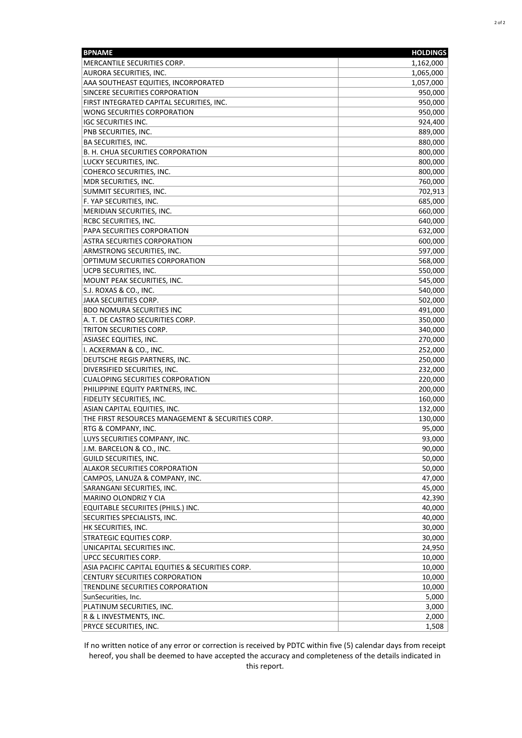| BPNAME | HOLDINGS |
| --- | --- |
| MERCANTILE SECURITIES CORP. | 1,162,000 |
| AURORA SECURITIES, INC. | 1,065,000 |
| AAA SOUTHEAST EQUITIES, INCORPORATED | 1,057,000 |
| SINCERE SECURITIES CORPORATION | 950,000 |
| FIRST INTEGRATED CAPITAL SECURITIES, INC. | 950,000 |
| WONG SECURITIES CORPORATION | 950,000 |
| IGC SECURITIES INC. | 924,400 |
| PNB SECURITIES, INC. | 889,000 |
| BA SECURITIES, INC. | 880,000 |
| B. H. CHUA SECURITIES CORPORATION | 800,000 |
| LUCKY SECURITIES, INC. | 800,000 |
| COHERCO SECURITIES, INC. | 800,000 |
| MDR SECURITIES, INC. | 760,000 |
| SUMMIT SECURITIES, INC. | 702,913 |
| F. YAP SECURITIES, INC. | 685,000 |
| MERIDIAN SECURITIES, INC. | 660,000 |
| RCBC SECURITIES, INC. | 640,000 |
| PAPA SECURITIES CORPORATION | 632,000 |
| ASTRA SECURITIES CORPORATION | 600,000 |
| ARMSTRONG SECURITIES, INC. | 597,000 |
| OPTIMUM SECURITIES CORPORATION | 568,000 |
| UCPB SECURITIES, INC. | 550,000 |
| MOUNT PEAK SECURITIES, INC. | 545,000 |
| S.J. ROXAS & CO., INC. | 540,000 |
| JAKA SECURITIES CORP. | 502,000 |
| BDO NOMURA SECURITIES INC | 491,000 |
| A. T. DE CASTRO SECURITIES CORP. | 350,000 |
| TRITON SECURITIES CORP. | 340,000 |
| ASIASEC EQUITIES, INC. | 270,000 |
| I. ACKERMAN & CO., INC. | 252,000 |
| DEUTSCHE REGIS PARTNERS, INC. | 250,000 |
| DIVERSIFIED SECURITIES, INC. | 232,000 |
| CUALOPING SECURITIES CORPORATION | 220,000 |
| PHILIPPINE EQUITY PARTNERS, INC. | 200,000 |
| FIDELITY SECURITIES, INC. | 160,000 |
| ASIAN CAPITAL EQUITIES, INC. | 132,000 |
| THE FIRST RESOURCES MANAGEMENT & SECURITIES CORP. | 130,000 |
| RTG & COMPANY, INC. | 95,000 |
| LUYS SECURITIES COMPANY, INC. | 93,000 |
| J.M. BARCELON & CO., INC. | 90,000 |
| GUILD SECURITIES, INC. | 50,000 |
| ALAKOR SECURITIES CORPORATION | 50,000 |
| CAMPOS, LANUZA & COMPANY, INC. | 47,000 |
| SARANGANI SECURITIES, INC. | 45,000 |
| MARINO OLONDRIZ Y CIA | 42,390 |
| EQUITABLE SECURIITES (PHILS.) INC. | 40,000 |
| SECURITIES SPECIALISTS, INC. | 40,000 |
| HK SECURITIES, INC. | 30,000 |
| STRATEGIC EQUITIES CORP. | 30,000 |
| UNICAPITAL SECURITIES INC. | 24,950 |
| UPCC SECURITIES CORP. | 10,000 |
| ASIA PACIFIC CAPITAL EQUITIES & SECURITIES CORP. | 10,000 |
| CENTURY SECURITIES CORPORATION | 10,000 |
| TRENDLINE SECURITIES CORPORATION | 10,000 |
| SunSecurities, Inc. | 5,000 |
| PLATINUM SECURITIES, INC. | 3,000 |
| R & L INVESTMENTS, INC. | 2,000 |
| PRYCE SECURITIES, INC. | 1,508 |

If no written notice of any error or correction is received by PDTC within five (5) calendar days from receipt hereof, you shall be deemed to have accepted the accuracy and completeness of the details indicated in this report.